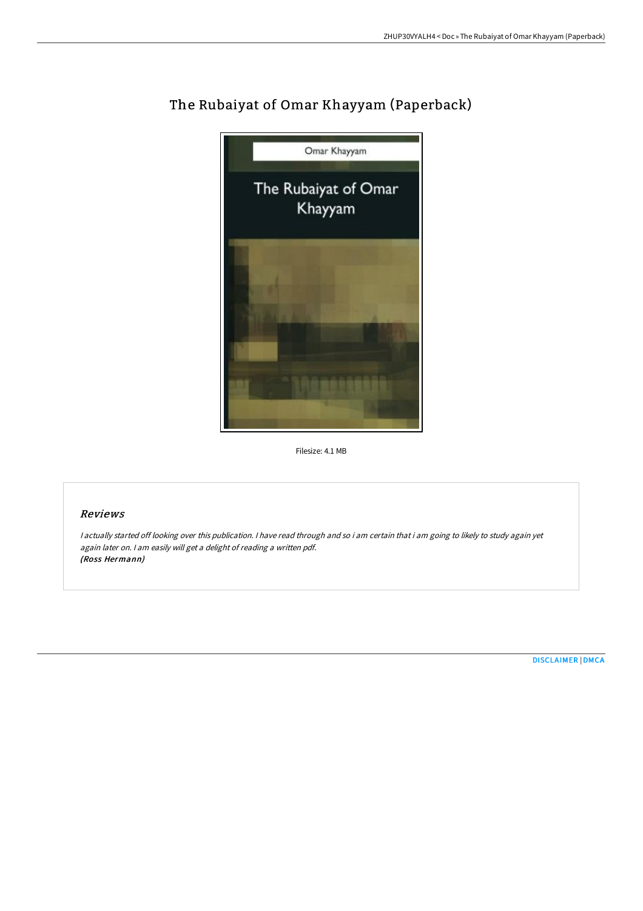# The Rubaiyat of Omar Khayyam (Paperback)

Filesize: 4.1 MB

## Reviews

*I actually started off looking over this publication. I have read through and so i am certain that i am going to likely to study again yet again later on. I am easily will get a delight of reading a written pdf.*
***(Ross Hermann)***

DISCLAIMER | DMCA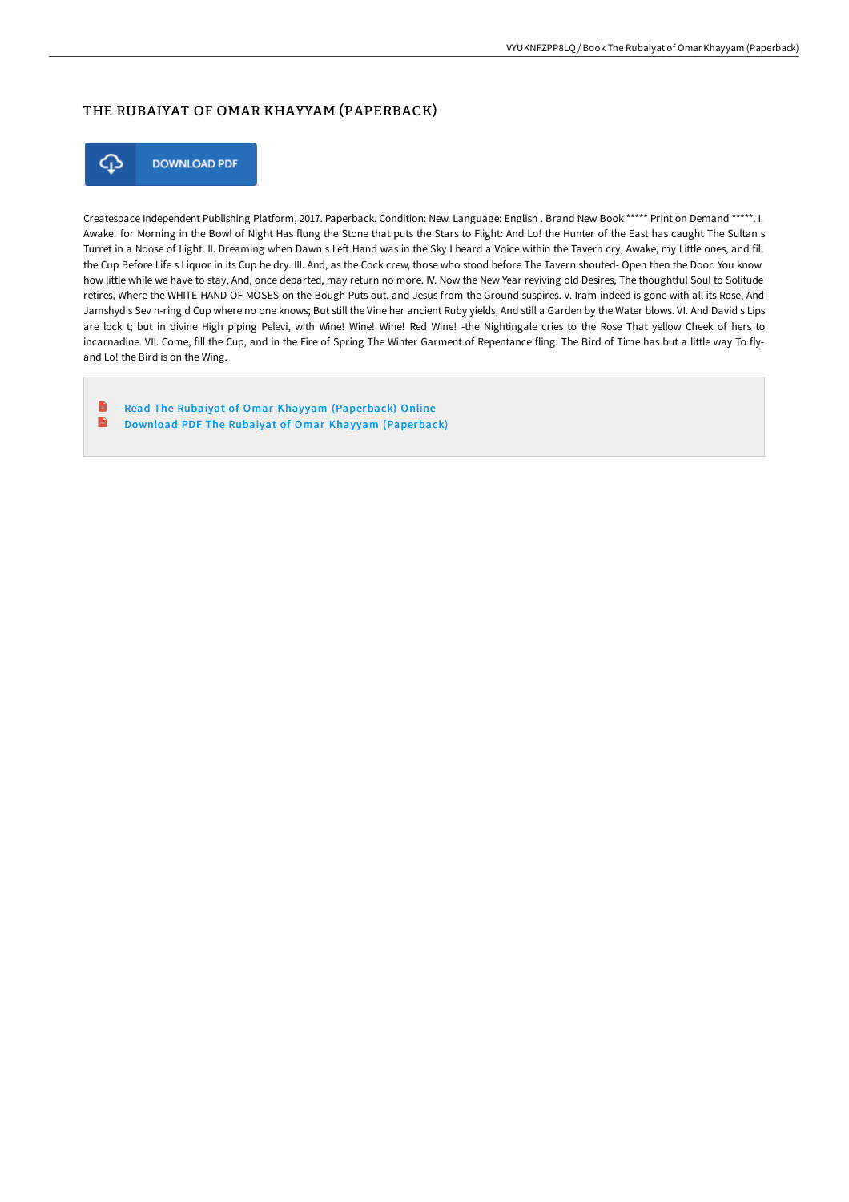# THE RUBAIYAT OF OMAR KHAYYAM (PAPERBACK)

DOWNLOAD PDF

Createspace Independent Publishing Platform, 2017. Paperback. Condition: New. Language: English . Brand New Book ***** Print on Demand *****. I. Awake! for Morning in the Bowl of Night Has flung the Stone that puts the Stars to Flight: And Lo! the Hunter of the East has caught The Sultan s Turret in a Noose of Light. II. Dreaming when Dawn s Left Hand was in the Sky I heard a Voice within the Tavern cry, Awake, my Little ones, and fill the Cup Before Life s Liquor in its Cup be dry. III. And, as the Cock crew, those who stood before The Tavern shouted- Open then the Door. You know how little while we have to stay, And, once departed, may return no more. IV. Now the New Year reviving old Desires, The thoughtful Soul to Solitude retires, Where the WHITE HAND OF MOSES on the Bough Puts out, and Jesus from the Ground suspires. V. Iram indeed is gone with all its Rose, And Jamshyd s Sev n-ring d Cup where no one knows; But still the Vine her ancient Ruby yields, And still a Garden by the Water blows. VI. And David s Lips are lock t; but in divine High piping Pelevi, with Wine! Wine! Wine! Red Wine! -the Nightingale cries to the Rose That yellow Cheek of hers to incarnadine. VII. Come, fill the Cup, and in the Fire of Spring The Winter Garment of Repentance fling: The Bird of Time has but a little way To fly- and Lo! the Bird is on the Wing.

- Read The Rubaiyat of Omar Khayyam (Paperback) Online
- Download PDF The Rubaiyat of Omar Khayyam (Paperback)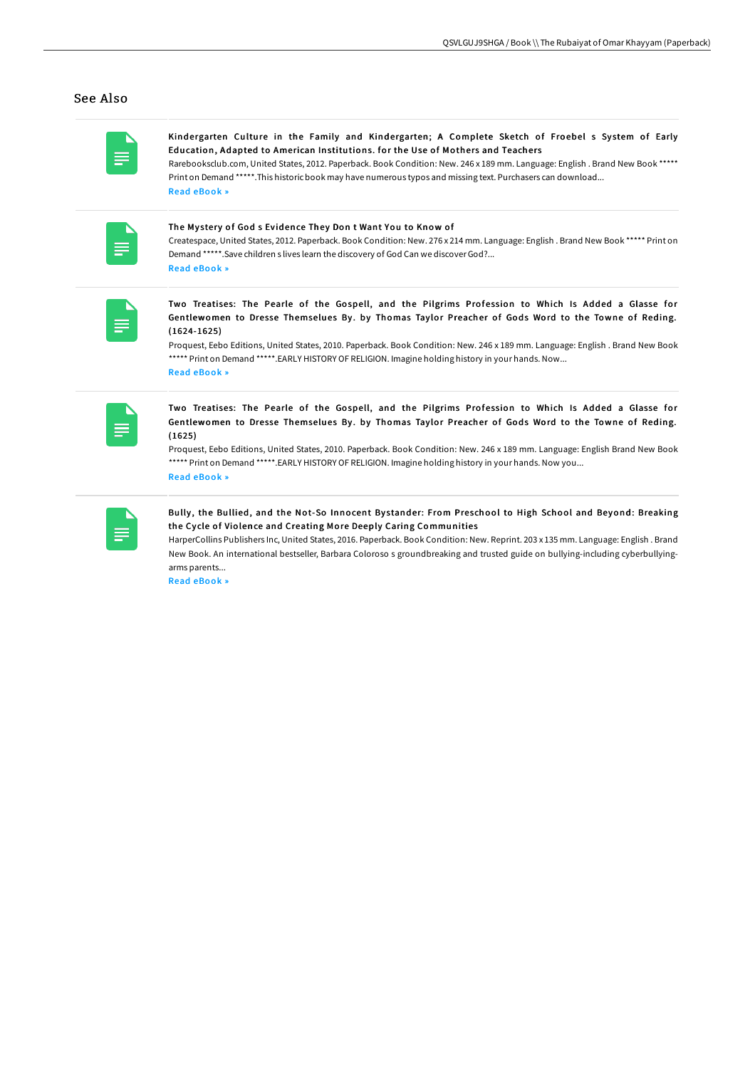## See Also

**Kindergarten Culture in the Family and Kindergarten; A Complete Sketch of Froebel s System of Early Education, Adapted to American Institutions. for the Use of Mothers and Teachers**

Rarebooksclub.com, United States, 2012. Paperback. Book Condition: New. 246 x 189 mm. Language: English . Brand New Book ***** Print on Demand *****.This historic book may have numerous typos and missing text. Purchasers can download...

Read eBook »

**The Mystery of God s Evidence They Don t Want You to Know of**

Createspace, United States, 2012. Paperback. Book Condition: New. 276 x 214 mm. Language: English . Brand New Book ***** Print on Demand *****.Save children s lives learn the discovery of God Can we discover God?...

Read eBook »

**Two Treatises: The Pearle of the Gospell, and the Pilgrims Profession to Which Is Added a Glasse for Gentlewomen to Dresse Themselues By. by Thomas Taylor Preacher of Gods Word to the Towne of Reding. (1624-1625)**

Proquest, Eebo Editions, United States, 2010. Paperback. Book Condition: New. 246 x 189 mm. Language: English . Brand New Book ***** Print on Demand *****.EARLY HISTORY OF RELIGION. Imagine holding history in your hands. Now...

Read eBook »

**Two Treatises: The Pearle of the Gospell, and the Pilgrims Profession to Which Is Added a Glasse for Gentlewomen to Dresse Themselues By. by Thomas Taylor Preacher of Gods Word to the Towne of Reding. (1625)**

Proquest, Eebo Editions, United States, 2010. Paperback. Book Condition: New. 246 x 189 mm. Language: English Brand New Book ***** Print on Demand *****.EARLY HISTORY OF RELIGION. Imagine holding history in your hands. Now you...

Read eBook »

**Bully, the Bullied, and the Not-So Innocent Bystander: From Preschool to High School and Beyond: Breaking the Cycle of Violence and Creating More Deeply Caring Communities**

HarperCollins Publishers Inc, United States, 2016. Paperback. Book Condition: New. Reprint. 203 x 135 mm. Language: English . Brand New Book. An international bestseller, Barbara Coloroso s groundbreaking and trusted guide on bullying-including cyberbullying-arms parents...

Read eBook »